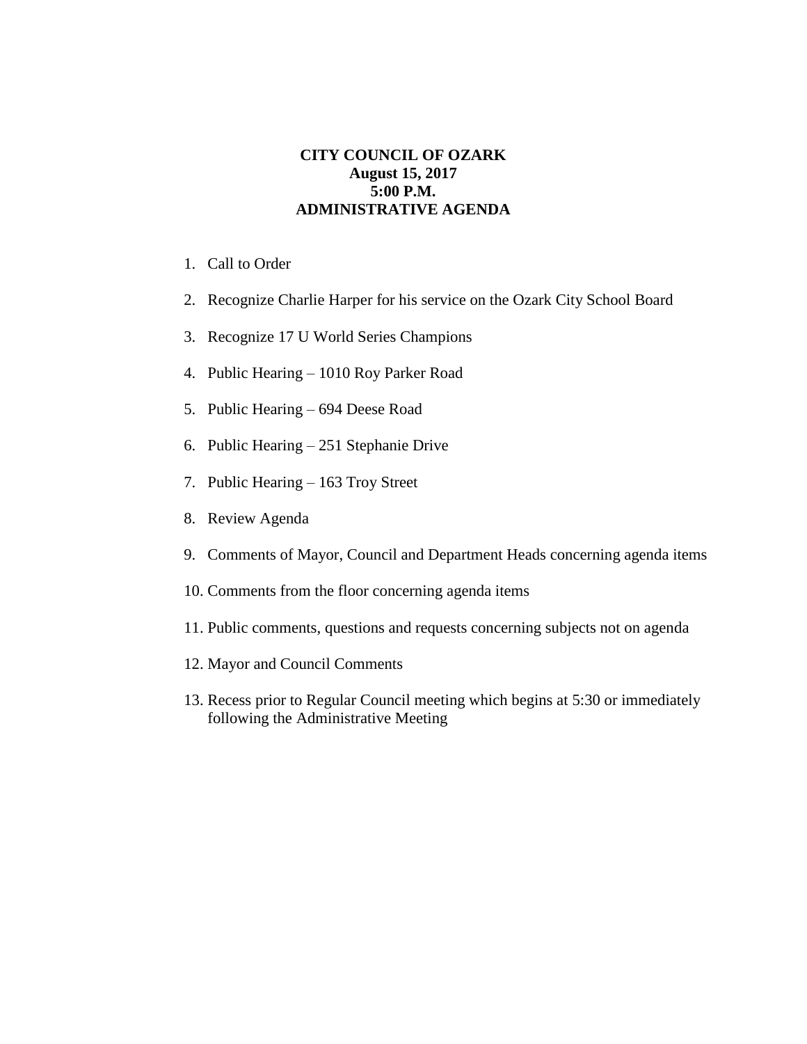# CITY COUNCIL OF OZARK
**August 15, 2017**
**5:00 P.M.**
**ADMINISTRATIVE AGENDA**

1. Call to Order
2. Recognize Charlie Harper for his service on the Ozark City School Board
3. Recognize 17 U World Series Champions
4. Public Hearing – 1010 Roy Parker Road
5. Public Hearing – 694 Deese Road
6. Public Hearing – 251 Stephanie Drive
7. Public Hearing – 163 Troy Street
8. Review Agenda
9. Comments of Mayor, Council and Department Heads concerning agenda items
10. Comments from the floor concerning agenda items
11. Public comments, questions and requests concerning subjects not on agenda
12. Mayor and Council Comments
13. Recess prior to Regular Council meeting which begins at 5:30 or immediately following the Administrative Meeting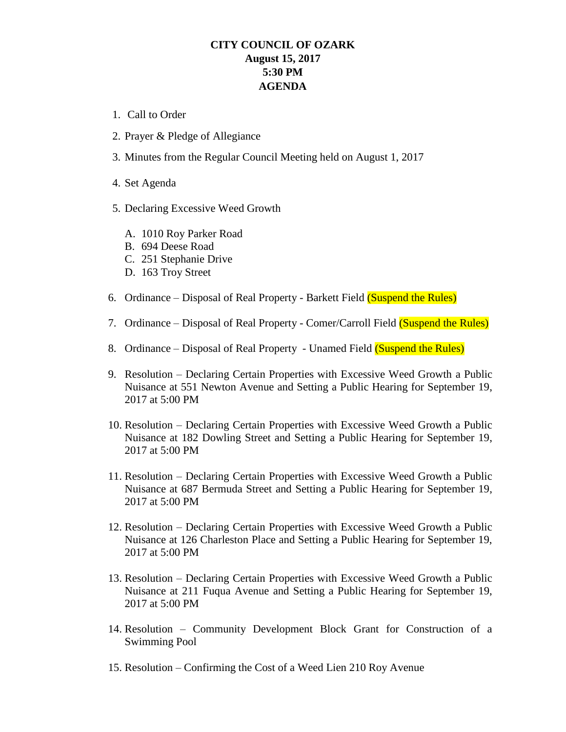**CITY COUNCIL OF OZARK**
**August 15, 2017**
**5:30 PM**
**AGENDA**

1. Call to Order
2. Prayer & Pledge of Allegiance
3. Minutes from the Regular Council Meeting held on August 1, 2017
4. Set Agenda
5. Declaring Excessive Weed Growth

    A. 1010 Roy Parker Road
    B. 694 Deese Road
    C. 251 Stephanie Drive
    D. 163 Troy Street

6. Ordinance – Disposal of Real Property - Barkett Field (Suspend the Rules)
7. Ordinance – Disposal of Real Property - Comer/Carroll Field (Suspend the Rules)
8. Ordinance – Disposal of Real Property - Unamed Field (Suspend the Rules)
9. Resolution – Declaring Certain Properties with Excessive Weed Growth a Public Nuisance at 551 Newton Avenue and Setting a Public Hearing for September 19, 2017 at 5:00 PM
10. Resolution – Declaring Certain Properties with Excessive Weed Growth a Public Nuisance at 182 Dowling Street and Setting a Public Hearing for September 19, 2017 at 5:00 PM
11. Resolution – Declaring Certain Properties with Excessive Weed Growth a Public Nuisance at 687 Bermuda Street and Setting a Public Hearing for September 19, 2017 at 5:00 PM
12. Resolution – Declaring Certain Properties with Excessive Weed Growth a Public Nuisance at 126 Charleston Place and Setting a Public Hearing for September 19, 2017 at 5:00 PM
13. Resolution – Declaring Certain Properties with Excessive Weed Growth a Public Nuisance at 211 Fuqua Avenue and Setting a Public Hearing for September 19, 2017 at 5:00 PM
14. Resolution – Community Development Block Grant for Construction of a Swimming Pool
15. Resolution – Confirming the Cost of a Weed Lien 210 Roy Avenue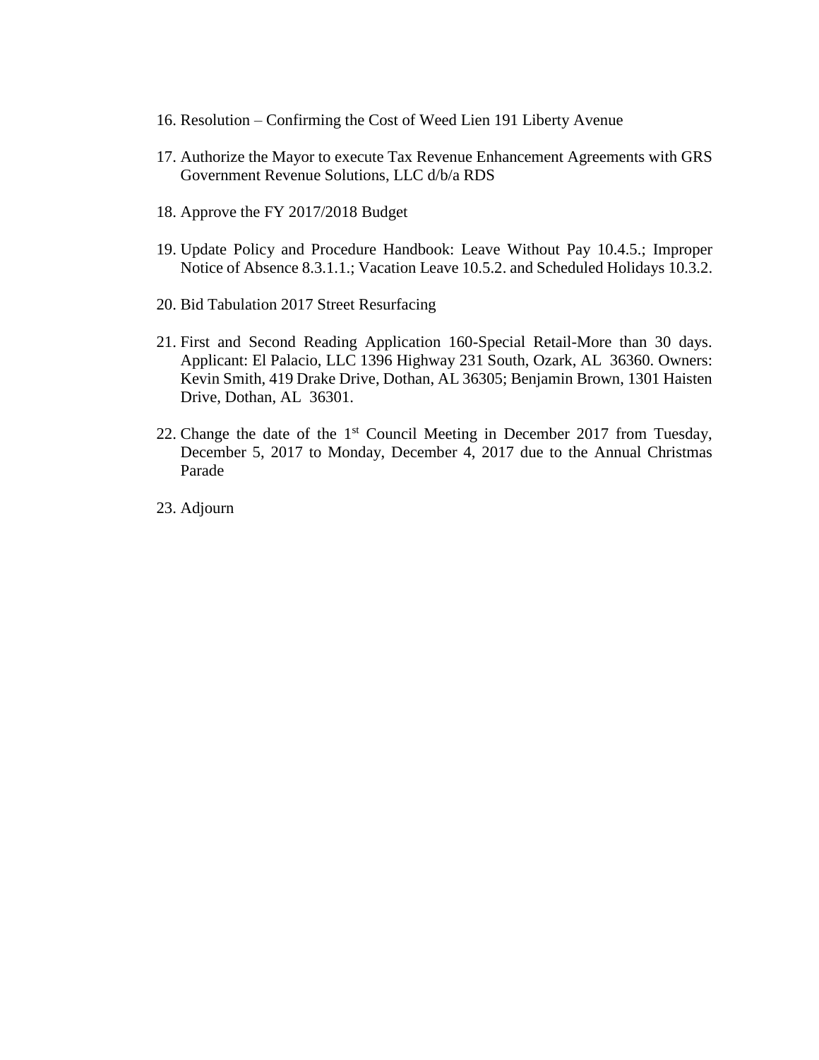16. Resolution – Confirming the Cost of Weed Lien 191 Liberty Avenue

17. Authorize the Mayor to execute Tax Revenue Enhancement Agreements with GRS Government Revenue Solutions, LLC d/b/a RDS

18. Approve the FY 2017/2018 Budget

19. Update Policy and Procedure Handbook: Leave Without Pay 10.4.5.; Improper Notice of Absence 8.3.1.1.; Vacation Leave 10.5.2. and Scheduled Holidays 10.3.2.

20. Bid Tabulation 2017 Street Resurfacing

21. First and Second Reading Application 160-Special Retail-More than 30 days. Applicant: El Palacio, LLC 1396 Highway 231 South, Ozark, AL 36360. Owners: Kevin Smith, 419 Drake Drive, Dothan, AL 36305; Benjamin Brown, 1301 Haisten Drive, Dothan, AL 36301.

22. Change the date of the 1st Council Meeting in December 2017 from Tuesday, December 5, 2017 to Monday, December 4, 2017 due to the Annual Christmas Parade

23. Adjourn